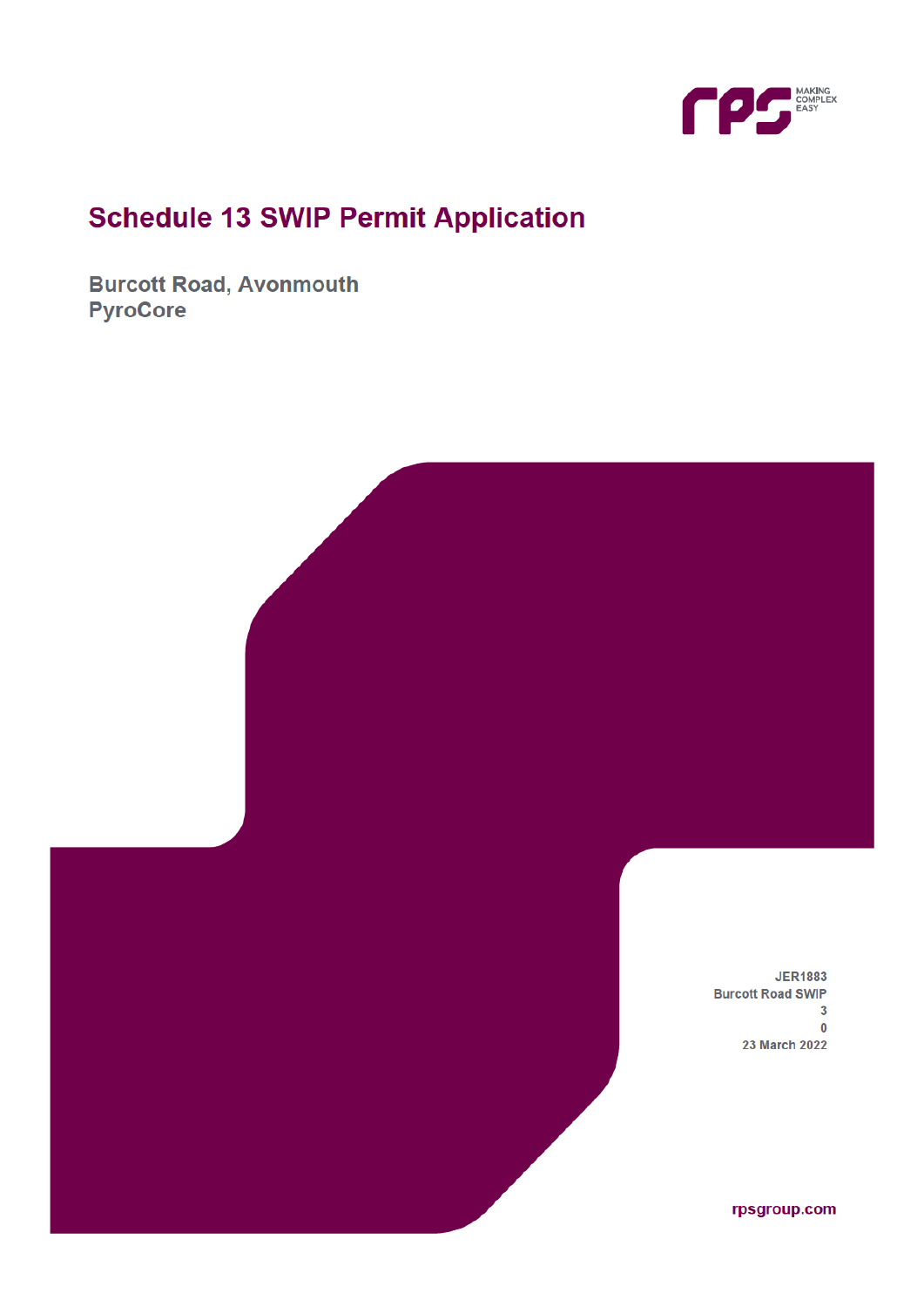# Schedule 13 SWIP Permit Application

## Burcott Road, Avonmouth
## PyroCore

JER1883
Burcott Road SWIP
3
0
23 March 2022

rpsgroup.com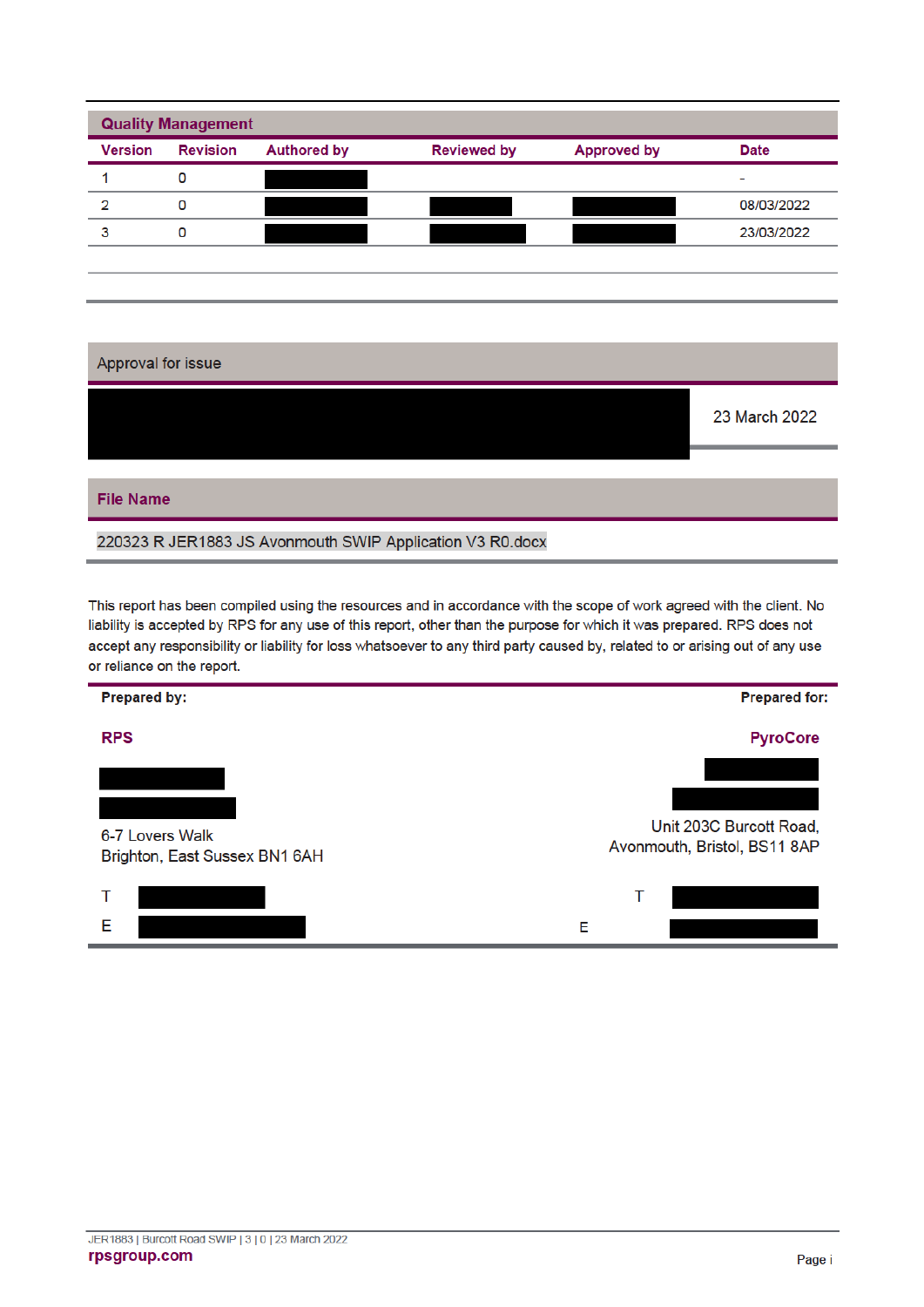## Quality Management

| Version | Revision | Authored by | Reviewed by | Approved by | Date |
|---|---|---|---|---|---|
| 1 | 0 | [redacted] | | | - |
| 2 | 0 | [redacted] | [redacted] | [redacted] | 08/03/2022 |
| 3 | 0 | [redacted] | [redacted] | [redacted] | 23/03/2022 |

## Approval for issue

[redacted] 23 March 2022

## File Name

220323 R JER1883 JS Avonmouth SWIP Application V3 R0.docx

This report has been compiled using the resources and in accordance with the scope of work agreed with the client. No liability is accepted by RPS for any use of this report, other than the purpose for which it was prepared. RPS does not accept any responsibility or liability for loss whatsoever to any third party caused by, related to or arising out of any use or reliance on the report.

| Prepared by: | Prepared for: |
|---|---|
| **RPS** | **PyroCore** |
| [redacted] | [redacted] |
| [redacted] | [redacted] |
| 6-7 Lovers Walk<br>Brighton, East Sussex BN1 6AH | Unit 203C Burcott Road,<br>Avonmouth, Bristol, BS11 8AP |
| T [redacted] | T [redacted] |
| E [redacted] | E [redacted] |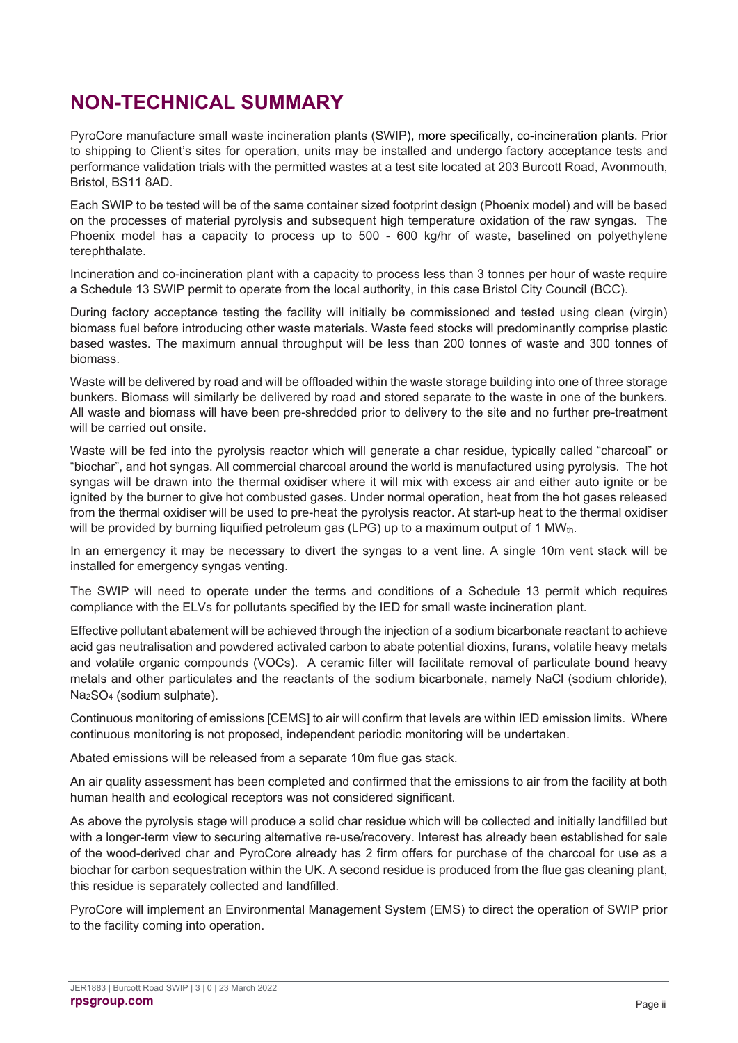# NON-TECHNICAL SUMMARY

PyroCore manufacture small waste incineration plants (SWIP), more specifically, co-incineration plants. Prior to shipping to Client's sites for operation, units may be installed and undergo factory acceptance tests and performance validation trials with the permitted wastes at a test site located at 203 Burcott Road, Avonmouth, Bristol, BS11 8AD.

Each SWIP to be tested will be of the same container sized footprint design (Phoenix model) and will be based on the processes of material pyrolysis and subsequent high temperature oxidation of the raw syngas. The Phoenix model has a capacity to process up to 500 - 600 kg/hr of waste, baselined on polyethylene terephthalate.

Incineration and co-incineration plant with a capacity to process less than 3 tonnes per hour of waste require a Schedule 13 SWIP permit to operate from the local authority, in this case Bristol City Council (BCC).

During factory acceptance testing the facility will initially be commissioned and tested using clean (virgin) biomass fuel before introducing other waste materials. Waste feed stocks will predominantly comprise plastic based wastes. The maximum annual throughput will be less than 200 tonnes of waste and 300 tonnes of biomass.

Waste will be delivered by road and will be offloaded within the waste storage building into one of three storage bunkers. Biomass will similarly be delivered by road and stored separate to the waste in one of the bunkers. All waste and biomass will have been pre-shredded prior to delivery to the site and no further pre-treatment will be carried out onsite.

Waste will be fed into the pyrolysis reactor which will generate a char residue, typically called "charcoal" or "biochar", and hot syngas. All commercial charcoal around the world is manufactured using pyrolysis. The hot syngas will be drawn into the thermal oxidiser where it will mix with excess air and either auto ignite or be ignited by the burner to give hot combusted gases. Under normal operation, heat from the hot gases released from the thermal oxidiser will be used to pre-heat the pyrolysis reactor. At start-up heat to the thermal oxidiser will be provided by burning liquified petroleum gas (LPG) up to a maximum output of 1 $MW_{th}$.

In an emergency it may be necessary to divert the syngas to a vent line. A single 10m vent stack will be installed for emergency syngas venting.

The SWIP will need to operate under the terms and conditions of a Schedule 13 permit which requires compliance with the ELVs for pollutants specified by the IED for small waste incineration plant.

Effective pollutant abatement will be achieved through the injection of a sodium bicarbonate reactant to achieve acid gas neutralisation and powdered activated carbon to abate potential dioxins, furans, volatile heavy metals and volatile organic compounds (VOCs). A ceramic filter will facilitate removal of particulate bound heavy metals and other particulates and the reactants of the sodium bicarbonate, namely NaCl (sodium chloride), $Na_2SO_4$ (sodium sulphate).

Continuous monitoring of emissions [CEMS] to air will confirm that levels are within IED emission limits. Where continuous monitoring is not proposed, independent periodic monitoring will be undertaken.

Abated emissions will be released from a separate 10m flue gas stack.

An air quality assessment has been completed and confirmed that the emissions to air from the facility at both human health and ecological receptors was not considered significant.

As above the pyrolysis stage will produce a solid char residue which will be collected and initially landfilled but with a longer-term view to securing alternative re-use/recovery. Interest has already been established for sale of the wood-derived char and PyroCore already has 2 firm offers for purchase of the charcoal for use as a biochar for carbon sequestration within the UK. A second residue is produced from the flue gas cleaning plant, this residue is separately collected and landfilled.

PyroCore will implement an Environmental Management System (EMS) to direct the operation of SWIP prior to the facility coming into operation.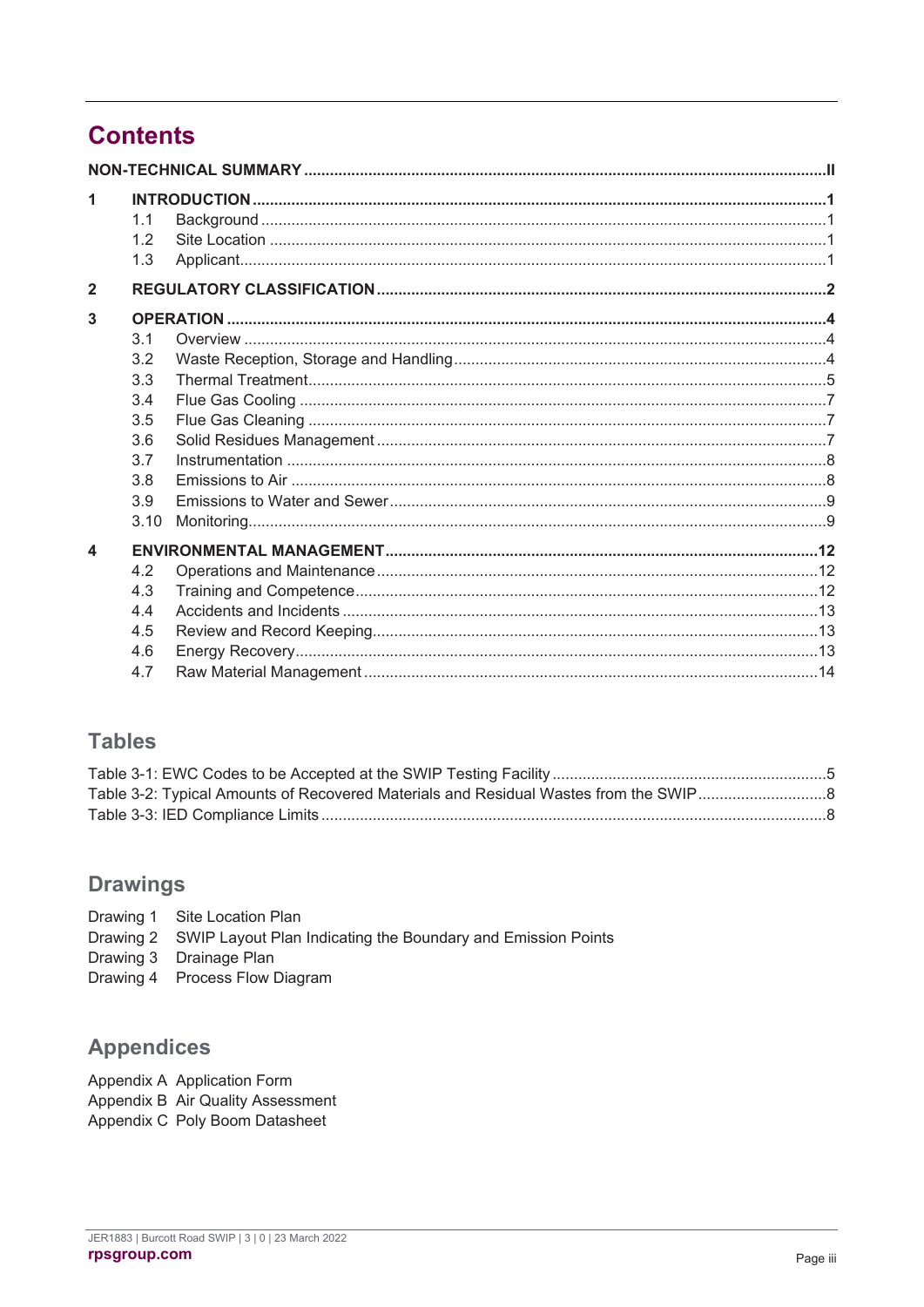# Contents

**NON-TECHNICAL SUMMARY** ..... **II**

**1 INTRODUCTION** ..... **1**
- 1.1 Background ..... 1
- 1.2 Site Location ..... 1
- 1.3 Applicant ..... 1

**2 REGULATORY CLASSIFICATION** ..... **2**

**3 OPERATION** ..... **4**
- 3.1 Overview ..... 4
- 3.2 Waste Reception, Storage and Handling ..... 4
- 3.3 Thermal Treatment ..... 5
- 3.4 Flue Gas Cooling ..... 7
- 3.5 Flue Gas Cleaning ..... 7
- 3.6 Solid Residues Management ..... 7
- 3.7 Instrumentation ..... 8
- 3.8 Emissions to Air ..... 8
- 3.9 Emissions to Water and Sewer ..... 9
- 3.10 Monitoring ..... 9

**4 ENVIRONMENTAL MANAGEMENT** ..... **12**
- 4.2 Operations and Maintenance ..... 12
- 4.3 Training and Competence ..... 12
- 4.4 Accidents and Incidents ..... 13
- 4.5 Review and Record Keeping ..... 13
- 4.6 Energy Recovery ..... 13
- 4.7 Raw Material Management ..... 14

## Tables

- Table 3-1: EWC Codes to be Accepted at the SWIP Testing Facility ..... 5
- Table 3-2: Typical Amounts of Recovered Materials and Residual Wastes from the SWIP ..... 8
- Table 3-3: IED Compliance Limits ..... 8

## Drawings

- Drawing 1 Site Location Plan
- Drawing 2 SWIP Layout Plan Indicating the Boundary and Emission Points
- Drawing 3 Drainage Plan
- Drawing 4 Process Flow Diagram

## Appendices

- Appendix A Application Form
- Appendix B Air Quality Assessment
- Appendix C Poly Boom Datasheet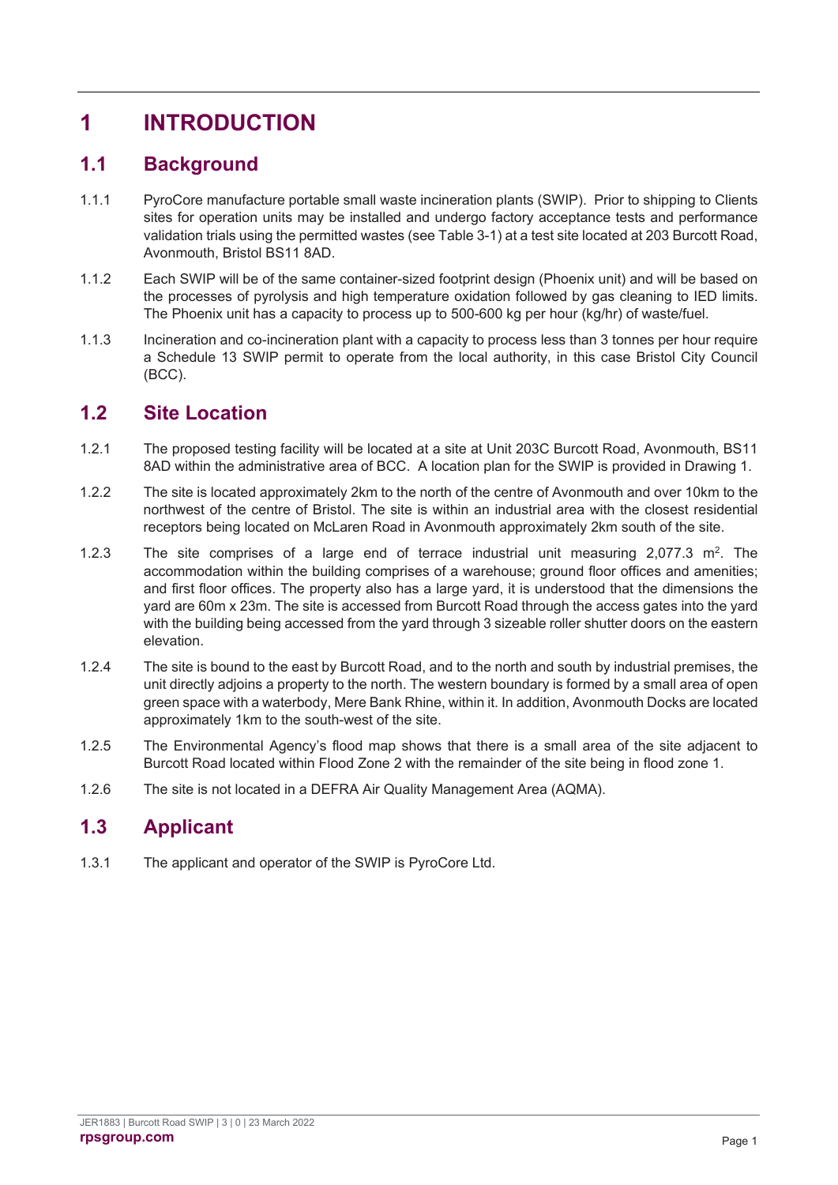# 1 INTRODUCTION

## 1.1 Background

1.1.1 PyroCore manufacture portable small waste incineration plants (SWIP). Prior to shipping to Clients sites for operation units may be installed and undergo factory acceptance tests and performance validation trials using the permitted wastes (see Table 3-1) at a test site located at 203 Burcott Road, Avonmouth, Bristol BS11 8AD.

1.1.2 Each SWIP will be of the same container-sized footprint design (Phoenix unit) and will be based on the processes of pyrolysis and high temperature oxidation followed by gas cleaning to IED limits. The Phoenix unit has a capacity to process up to 500-600 kg per hour (kg/hr) of waste/fuel.

1.1.3 Incineration and co-incineration plant with a capacity to process less than 3 tonnes per hour require a Schedule 13 SWIP permit to operate from the local authority, in this case Bristol City Council (BCC).

## 1.2 Site Location

1.2.1 The proposed testing facility will be located at a site at Unit 203C Burcott Road, Avonmouth, BS11 8AD within the administrative area of BCC. A location plan for the SWIP is provided in Drawing 1.

1.2.2 The site is located approximately 2km to the north of the centre of Avonmouth and over 10km to the northwest of the centre of Bristol. The site is within an industrial area with the closest residential receptors being located on McLaren Road in Avonmouth approximately 2km south of the site.

1.2.3 The site comprises of a large end of terrace industrial unit measuring 2,077.3 $m^2$. The accommodation within the building comprises of a warehouse; ground floor offices and amenities; and first floor offices. The property also has a large yard, it is understood that the dimensions the yard are 60m x 23m. The site is accessed from Burcott Road through the access gates into the yard with the building being accessed from the yard through 3 sizeable roller shutter doors on the eastern elevation.

1.2.4 The site is bound to the east by Burcott Road, and to the north and south by industrial premises, the unit directly adjoins a property to the north. The western boundary is formed by a small area of open green space with a waterbody, Mere Bank Rhine, within it. In addition, Avonmouth Docks are located approximately 1km to the south-west of the site.

1.2.5 The Environmental Agency's flood map shows that there is a small area of the site adjacent to Burcott Road located within Flood Zone 2 with the remainder of the site being in flood zone 1.

1.2.6 The site is not located in a DEFRA Air Quality Management Area (AQMA).

## 1.3 Applicant

1.3.1 The applicant and operator of the SWIP is PyroCore Ltd.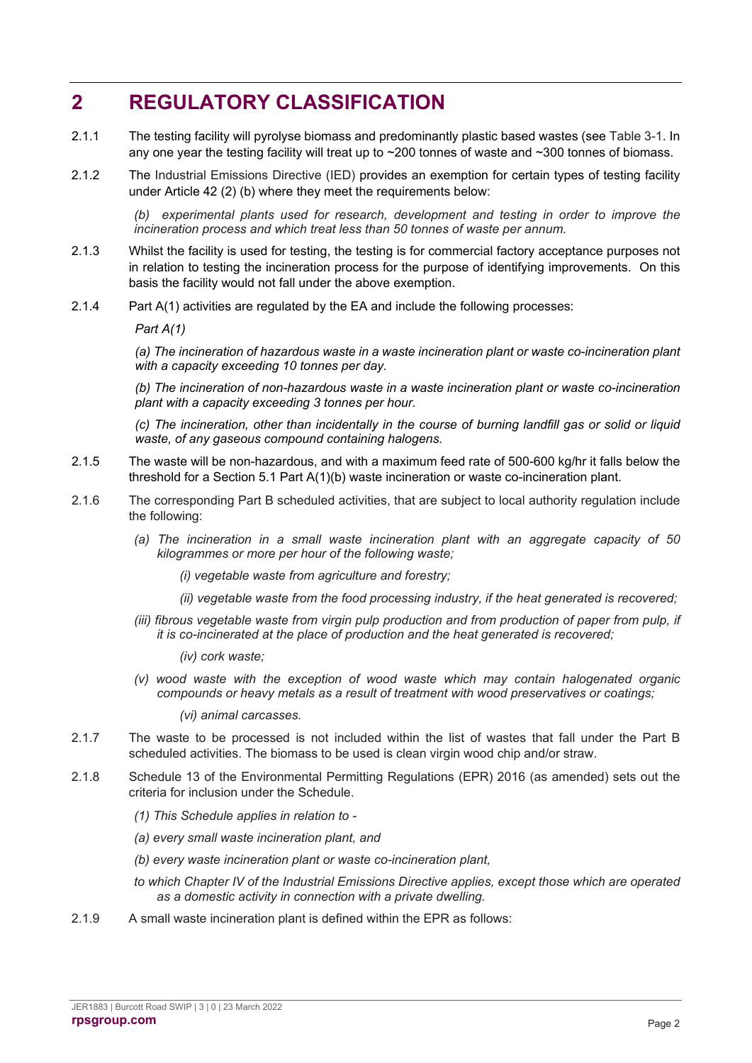# 2 REGULATORY CLASSIFICATION

2.1.1 The testing facility will pyrolyse biomass and predominantly plastic based wastes (see Table 3-1. In any one year the testing facility will treat up to ~200 tonnes of waste and ~300 tonnes of biomass.

2.1.2 The Industrial Emissions Directive (IED) provides an exemption for certain types of testing facility under Article 42 (2) (b) where they meet the requirements below:

*(b) experimental plants used for research, development and testing in order to improve the incineration process and which treat less than 50 tonnes of waste per annum.*

2.1.3 Whilst the facility is used for testing, the testing is for commercial factory acceptance purposes not in relation to testing the incineration process for the purpose of identifying improvements. On this basis the facility would not fall under the above exemption.

2.1.4 Part A(1) activities are regulated by the EA and include the following processes:

*Part A(1)*

*(a) The incineration of hazardous waste in a waste incineration plant or waste co-incineration plant with a capacity exceeding 10 tonnes per day.*

*(b) The incineration of non-hazardous waste in a waste incineration plant or waste co-incineration plant with a capacity exceeding 3 tonnes per hour.*

*(c) The incineration, other than incidentally in the course of burning landfill gas or solid or liquid waste, of any gaseous compound containing halogens.*

2.1.5 The waste will be non-hazardous, and with a maximum feed rate of 500-600 kg/hr it falls below the threshold for a Section 5.1 Part A(1)(b) waste incineration or waste co-incineration plant.

2.1.6 The corresponding Part B scheduled activities, that are subject to local authority regulation include the following:

*(a) The incineration in a small waste incineration plant with an aggregate capacity of 50 kilogrammes or more per hour of the following waste;*

*(i) vegetable waste from agriculture and forestry;*

*(ii) vegetable waste from the food processing industry, if the heat generated is recovered;*

*(iii) fibrous vegetable waste from virgin pulp production and from production of paper from pulp, if it is co-incinerated at the place of production and the heat generated is recovered;*

*(iv) cork waste;*

*(v) wood waste with the exception of wood waste which may contain halogenated organic compounds or heavy metals as a result of treatment with wood preservatives or coatings;*

*(vi) animal carcasses.*

2.1.7 The waste to be processed is not included within the list of wastes that fall under the Part B scheduled activities. The biomass to be used is clean virgin wood chip and/or straw.

2.1.8 Schedule 13 of the Environmental Permitting Regulations (EPR) 2016 (as amended) sets out the criteria for inclusion under the Schedule.

*(1) This Schedule applies in relation to -*

*(a) every small waste incineration plant, and*

*(b) every waste incineration plant or waste co-incineration plant,*

*to which Chapter IV of the Industrial Emissions Directive applies, except those which are operated as a domestic activity in connection with a private dwelling.*

2.1.9 A small waste incineration plant is defined within the EPR as follows: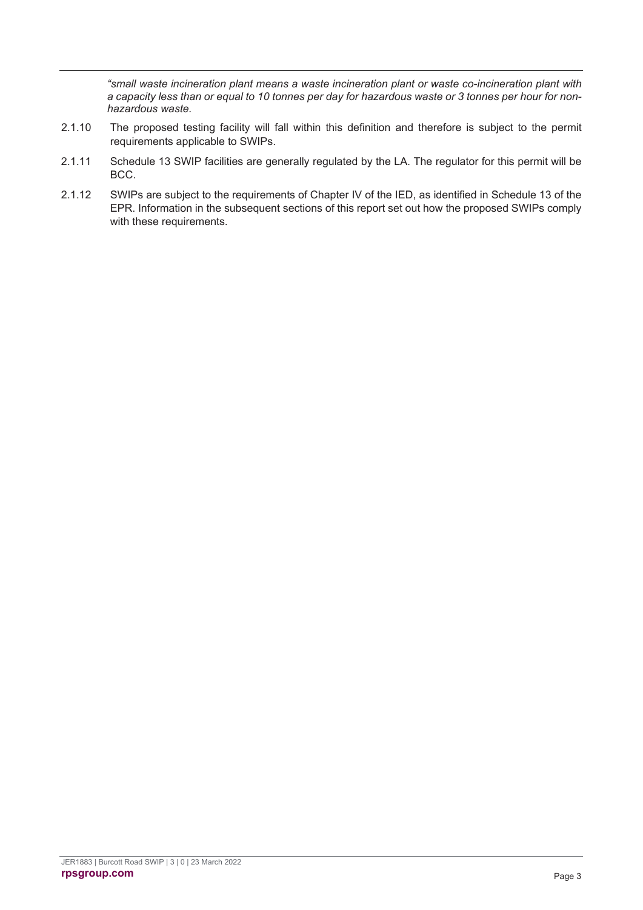*"small waste incineration plant means a waste incineration plant or waste co-incineration plant with a capacity less than or equal to 10 tonnes per day for hazardous waste or 3 tonnes per hour for non-hazardous waste.*

2.1.10 The proposed testing facility will fall within this definition and therefore is subject to the permit requirements applicable to SWIPs.

2.1.11 Schedule 13 SWIP facilities are generally regulated by the LA. The regulator for this permit will be BCC.

2.1.12 SWIPs are subject to the requirements of Chapter IV of the IED, as identified in Schedule 13 of the EPR. Information in the subsequent sections of this report set out how the proposed SWIPs comply with these requirements.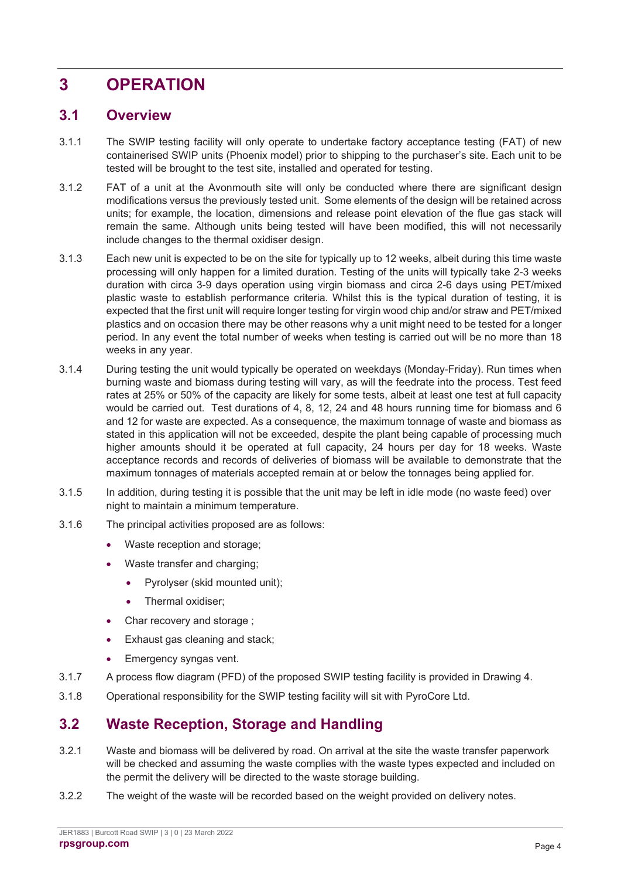# 3 OPERATION

## 3.1 Overview

3.1.1 The SWIP testing facility will only operate to undertake factory acceptance testing (FAT) of new containerised SWIP units (Phoenix model) prior to shipping to the purchaser's site. Each unit to be tested will be brought to the test site, installed and operated for testing.

3.1.2 FAT of a unit at the Avonmouth site will only be conducted where there are significant design modifications versus the previously tested unit. Some elements of the design will be retained across units; for example, the location, dimensions and release point elevation of the flue gas stack will remain the same. Although units being tested will have been modified, this will not necessarily include changes to the thermal oxidiser design.

3.1.3 Each new unit is expected to be on the site for typically up to 12 weeks, albeit during this time waste processing will only happen for a limited duration. Testing of the units will typically take 2-3 weeks duration with circa 3-9 days operation using virgin biomass and circa 2-6 days using PET/mixed plastic waste to establish performance criteria. Whilst this is the typical duration of testing, it is expected that the first unit will require longer testing for virgin wood chip and/or straw and PET/mixed plastics and on occasion there may be other reasons why a unit might need to be tested for a longer period. In any event the total number of weeks when testing is carried out will be no more than 18 weeks in any year.

3.1.4 During testing the unit would typically be operated on weekdays (Monday-Friday). Run times when burning waste and biomass during testing will vary, as will the feedrate into the process. Test feed rates at 25% or 50% of the capacity are likely for some tests, albeit at least one test at full capacity would be carried out. Test durations of 4, 8, 12, 24 and 48 hours running time for biomass and 6 and 12 for waste are expected. As a consequence, the maximum tonnage of waste and biomass as stated in this application will not be exceeded, despite the plant being capable of processing much higher amounts should it be operated at full capacity, 24 hours per day for 18 weeks. Waste acceptance records and records of deliveries of biomass will be available to demonstrate that the maximum tonnages of materials accepted remain at or below the tonnages being applied for.

3.1.5 In addition, during testing it is possible that the unit may be left in idle mode (no waste feed) over night to maintain a minimum temperature.

3.1.6 The principal activities proposed are as follows:

- Waste reception and storage;
- Waste transfer and charging;
  - Pyrolyser (skid mounted unit);
  - Thermal oxidiser;
- Char recovery and storage ;
- Exhaust gas cleaning and stack;
- Emergency syngas vent.

3.1.7 A process flow diagram (PFD) of the proposed SWIP testing facility is provided in Drawing 4.

3.1.8 Operational responsibility for the SWIP testing facility will sit with PyroCore Ltd.

## 3.2 Waste Reception, Storage and Handling

3.2.1 Waste and biomass will be delivered by road. On arrival at the site the waste transfer paperwork will be checked and assuming the waste complies with the waste types expected and included on the permit the delivery will be directed to the waste storage building.

3.2.2 The weight of the waste will be recorded based on the weight provided on delivery notes.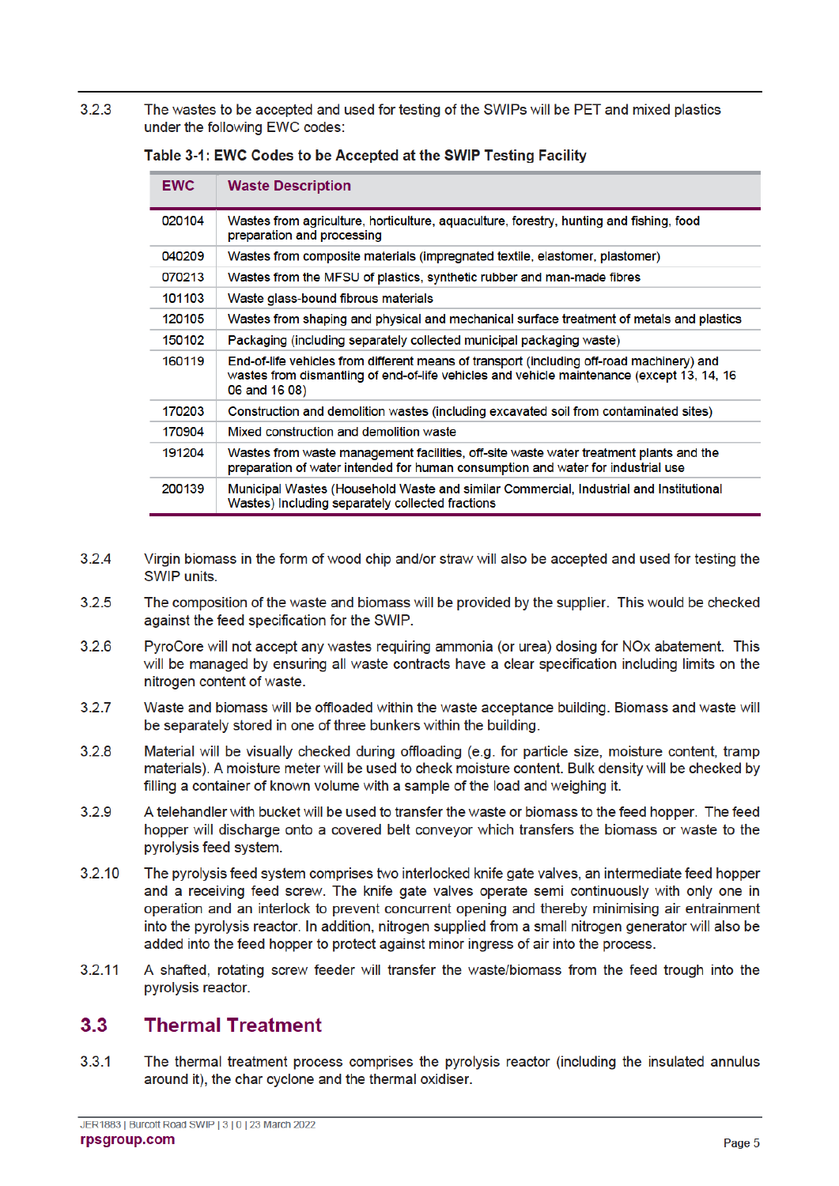3.2.3 The wastes to be accepted and used for testing of the SWIPs will be PET and mixed plastics under the following EWC codes:

**Table 3-1: EWC Codes to be Accepted at the SWIP Testing Facility**

| EWC | Waste Description |
|---|---|
| 020104 | Wastes from agriculture, horticulture, aquaculture, forestry, hunting and fishing, food preparation and processing |
| 040209 | Wastes from composite materials (impregnated textile, elastomer, plastomer) |
| 070213 | Wastes from the MFSU of plastics, synthetic rubber and man-made fibres |
| 101103 | Waste glass-bound fibrous materials |
| 120105 | Wastes from shaping and physical and mechanical surface treatment of metals and plastics |
| 150102 | Packaging (including separately collected municipal packaging waste) |
| 160119 | End-of-life vehicles from different means of transport (including off-road machinery) and wastes from dismantling of end-of-life vehicles and vehicle maintenance (except 13, 14, 16 06 and 16 08) |
| 170203 | Construction and demolition wastes (including excavated soil from contaminated sites) |
| 170904 | Mixed construction and demolition waste |
| 191204 | Wastes from waste management facilities, off-site waste water treatment plants and the preparation of water intended for human consumption and water for industrial use |
| 200139 | Municipal Wastes (Household Waste and similar Commercial, Industrial and Institutional Wastes) Including separately collected fractions |

3.2.4 Virgin biomass in the form of wood chip and/or straw will also be accepted and used for testing the SWIP units.

3.2.5 The composition of the waste and biomass will be provided by the supplier. This would be checked against the feed specification for the SWIP.

3.2.6 PyroCore will not accept any wastes requiring ammonia (or urea) dosing for NOx abatement. This will be managed by ensuring all waste contracts have a clear specification including limits on the nitrogen content of waste.

3.2.7 Waste and biomass will be offloaded within the waste acceptance building. Biomass and waste will be separately stored in one of three bunkers within the building.

3.2.8 Material will be visually checked during offloading (e.g. for particle size, moisture content, tramp materials). A moisture meter will be used to check moisture content. Bulk density will be checked by filling a container of known volume with a sample of the load and weighing it.

3.2.9 A telehandler with bucket will be used to transfer the waste or biomass to the feed hopper. The feed hopper will discharge onto a covered belt conveyor which transfers the biomass or waste to the pyrolysis feed system.

3.2.10 The pyrolysis feed system comprises two interlocked knife gate valves, an intermediate feed hopper and a receiving feed screw. The knife gate valves operate semi continuously with only one in operation and an interlock to prevent concurrent opening and thereby minimising air entrainment into the pyrolysis reactor. In addition, nitrogen supplied from a small nitrogen generator will also be added into the feed hopper to protect against minor ingress of air into the process.

3.2.11 A shafted, rotating screw feeder will transfer the waste/biomass from the feed trough into the pyrolysis reactor.

## 3.3 Thermal Treatment

3.3.1 The thermal treatment process comprises the pyrolysis reactor (including the insulated annulus around it), the char cyclone and the thermal oxidiser.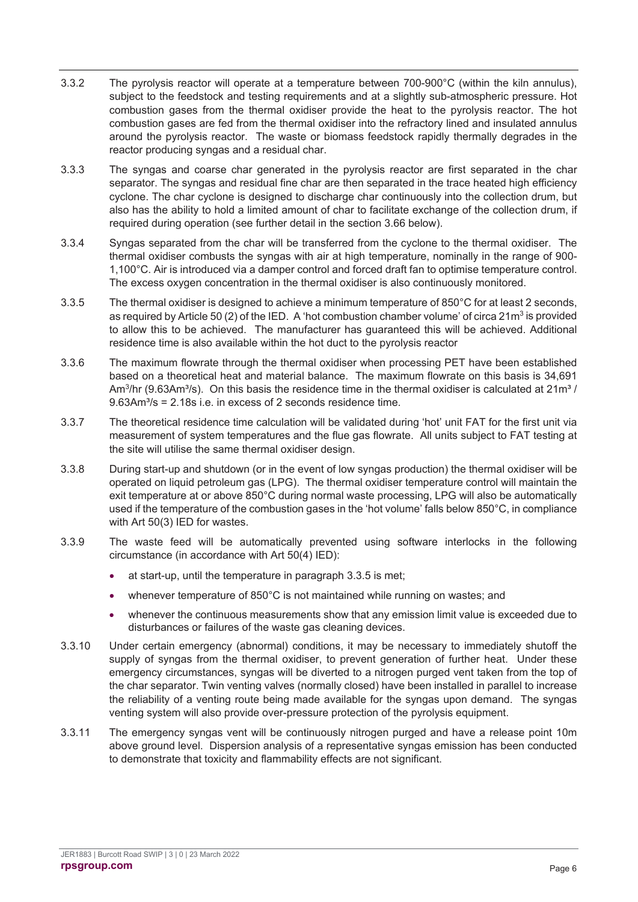3.3.2 The pyrolysis reactor will operate at a temperature between 700-900°C (within the kiln annulus), subject to the feedstock and testing requirements and at a slightly sub-atmospheric pressure. Hot combustion gases from the thermal oxidiser provide the heat to the pyrolysis reactor. The hot combustion gases are fed from the thermal oxidiser into the refractory lined and insulated annulus around the pyrolysis reactor. The waste or biomass feedstock rapidly thermally degrades in the reactor producing syngas and a residual char.

3.3.3 The syngas and coarse char generated in the pyrolysis reactor are first separated in the char separator. The syngas and residual fine char are then separated in the trace heated high efficiency cyclone. The char cyclone is designed to discharge char continuously into the collection drum, but also has the ability to hold a limited amount of char to facilitate exchange of the collection drum, if required during operation (see further detail in the section 3.66 below).

3.3.4 Syngas separated from the char will be transferred from the cyclone to the thermal oxidiser. The thermal oxidiser combusts the syngas with air at high temperature, nominally in the range of 900-1,100°C. Air is introduced via a damper control and forced draft fan to optimise temperature control. The excess oxygen concentration in the thermal oxidiser is also continuously monitored.

3.3.5 The thermal oxidiser is designed to achieve a minimum temperature of 850°C for at least 2 seconds, as required by Article 50 (2) of the IED. A 'hot combustion chamber volume' of circa 21m$^3$ is provided to allow this to be achieved. The manufacturer has guaranteed this will be achieved. Additional residence time is also available within the hot duct to the pyrolysis reactor

3.3.6 The maximum flowrate through the thermal oxidiser when processing PET have been established based on a theoretical heat and material balance. The maximum flowrate on this basis is 34,691 Am$^3$/hr (9.63Am$^3$/s). On this basis the residence time in the thermal oxidiser is calculated at 21m$^3$ / 9.63Am$^3$/s = 2.18s i.e. in excess of 2 seconds residence time.

3.3.7 The theoretical residence time calculation will be validated during 'hot' unit FAT for the first unit via measurement of system temperatures and the flue gas flowrate. All units subject to FAT testing at the site will utilise the same thermal oxidiser design.

3.3.8 During start-up and shutdown (or in the event of low syngas production) the thermal oxidiser will be operated on liquid petroleum gas (LPG). The thermal oxidiser temperature control will maintain the exit temperature at or above 850°C during normal waste processing, LPG will also be automatically used if the temperature of the combustion gases in the 'hot volume' falls below 850°C, in compliance with Art 50(3) IED for wastes.

3.3.9 The waste feed will be automatically prevented using software interlocks in the following circumstance (in accordance with Art 50(4) IED):

- at start-up, until the temperature in paragraph 3.3.5 is met;
- whenever temperature of 850°C is not maintained while running on wastes; and
- whenever the continuous measurements show that any emission limit value is exceeded due to disturbances or failures of the waste gas cleaning devices.

3.3.10 Under certain emergency (abnormal) conditions, it may be necessary to immediately shutoff the supply of syngas from the thermal oxidiser, to prevent generation of further heat. Under these emergency circumstances, syngas will be diverted to a nitrogen purged vent taken from the top of the char separator. Twin venting valves (normally closed) have been installed in parallel to increase the reliability of a venting route being made available for the syngas upon demand. The syngas venting system will also provide over-pressure protection of the pyrolysis equipment.

3.3.11 The emergency syngas vent will be continuously nitrogen purged and have a release point 10m above ground level. Dispersion analysis of a representative syngas emission has been conducted to demonstrate that toxicity and flammability effects are not significant.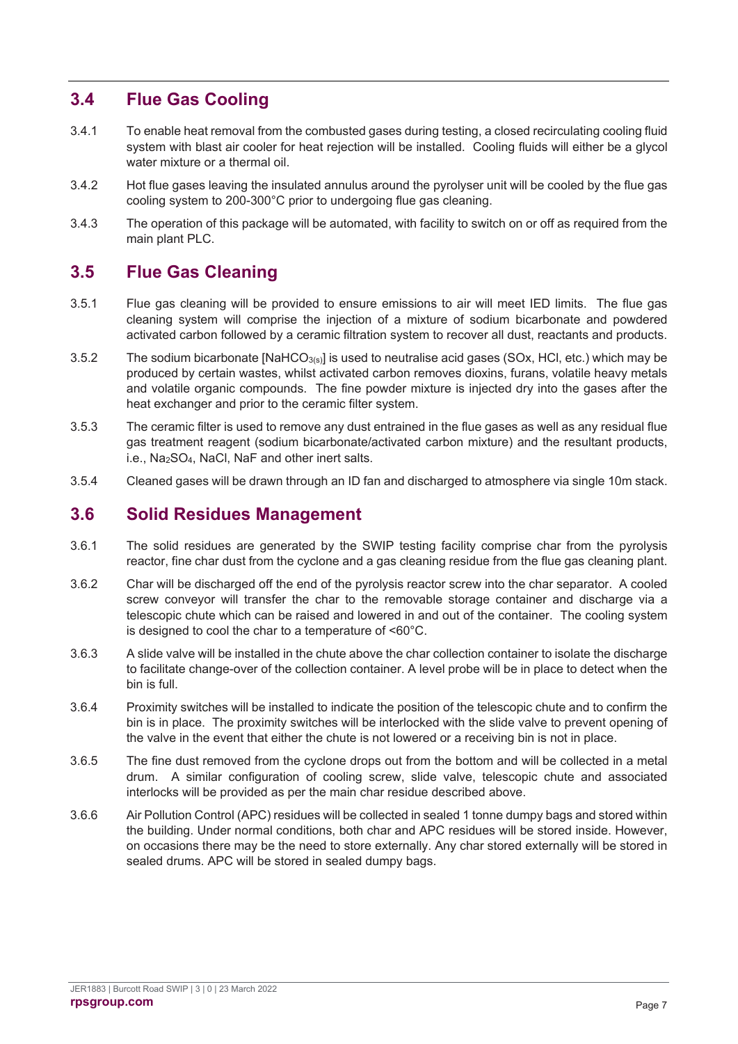## 3.4 Flue Gas Cooling

3.4.1 To enable heat removal from the combusted gases during testing, a closed recirculating cooling fluid system with blast air cooler for heat rejection will be installed. Cooling fluids will either be a glycol water mixture or a thermal oil.

3.4.2 Hot flue gases leaving the insulated annulus around the pyrolyser unit will be cooled by the flue gas cooling system to 200-300°C prior to undergoing flue gas cleaning.

3.4.3 The operation of this package will be automated, with facility to switch on or off as required from the main plant PLC.

## 3.5 Flue Gas Cleaning

3.5.1 Flue gas cleaning will be provided to ensure emissions to air will meet IED limits. The flue gas cleaning system will comprise the injection of a mixture of sodium bicarbonate and powdered activated carbon followed by a ceramic filtration system to recover all dust, reactants and products.

3.5.2 The sodium bicarbonate [$NaHCO_{3(s)}$] is used to neutralise acid gases (SOx, HCl, etc.) which may be produced by certain wastes, whilst activated carbon removes dioxins, furans, volatile heavy metals and volatile organic compounds. The fine powder mixture is injected dry into the gases after the heat exchanger and prior to the ceramic filter system.

3.5.3 The ceramic filter is used to remove any dust entrained in the flue gases as well as any residual flue gas treatment reagent (sodium bicarbonate/activated carbon mixture) and the resultant products, i.e., $Na_2SO_4$, NaCl, NaF and other inert salts.

3.5.4 Cleaned gases will be drawn through an ID fan and discharged to atmosphere via single 10m stack.

## 3.6 Solid Residues Management

3.6.1 The solid residues are generated by the SWIP testing facility comprise char from the pyrolysis reactor, fine char dust from the cyclone and a gas cleaning residue from the flue gas cleaning plant.

3.6.2 Char will be discharged off the end of the pyrolysis reactor screw into the char separator. A cooled screw conveyor will transfer the char to the removable storage container and discharge via a telescopic chute which can be raised and lowered in and out of the container. The cooling system is designed to cool the char to a temperature of <60°C.

3.6.3 A slide valve will be installed in the chute above the char collection container to isolate the discharge to facilitate change-over of the collection container. A level probe will be in place to detect when the bin is full.

3.6.4 Proximity switches will be installed to indicate the position of the telescopic chute and to confirm the bin is in place. The proximity switches will be interlocked with the slide valve to prevent opening of the valve in the event that either the chute is not lowered or a receiving bin is not in place.

3.6.5 The fine dust removed from the cyclone drops out from the bottom and will be collected in a metal drum. A similar configuration of cooling screw, slide valve, telescopic chute and associated interlocks will be provided as per the main char residue described above.

3.6.6 Air Pollution Control (APC) residues will be collected in sealed 1 tonne dumpy bags and stored within the building. Under normal conditions, both char and APC residues will be stored inside. However, on occasions there may be the need to store externally. Any char stored externally will be stored in sealed drums. APC will be stored in sealed dumpy bags.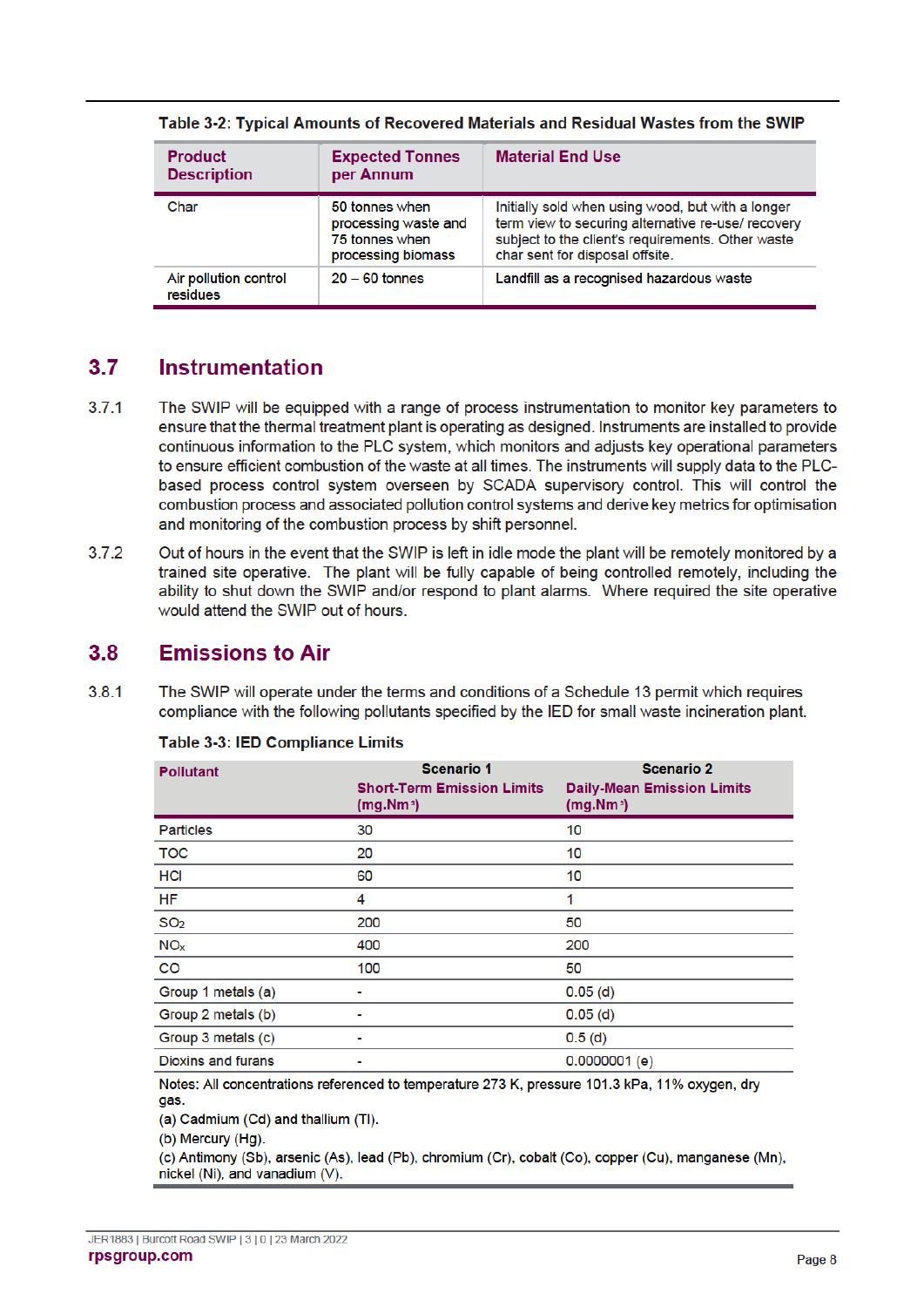**Table 3-2: Typical Amounts of Recovered Materials and Residual Wastes from the SWIP**

| Product Description | Expected Tonnes per Annum | Material End Use |
|---|---|---|
| Char | 50 tonnes when processing waste and 75 tonnes when processing biomass | Initially sold when using wood, but with a longer term view to securing alternative re-use/ recovery subject to the client's requirements. Other waste char sent for disposal offsite. |
| Air pollution control residues | 20 – 60 tonnes | Landfill as a recognised hazardous waste |

## 3.7 Instrumentation

3.7.1 The SWIP will be equipped with a range of process instrumentation to monitor key parameters to ensure that the thermal treatment plant is operating as designed. Instruments are installed to provide continuous information to the PLC system, which monitors and adjusts key operational parameters to ensure efficient combustion of the waste at all times. The instruments will supply data to the PLC-based process control system overseen by SCADA supervisory control. This will control the combustion process and associated pollution control systems and derive key metrics for optimisation and monitoring of the combustion process by shift personnel.

3.7.2 Out of hours in the event that the SWIP is left in idle mode the plant will be remotely monitored by a trained site operative. The plant will be fully capable of being controlled remotely, including the ability to shut down the SWIP and/or respond to plant alarms. Where required the site operative would attend the SWIP out of hours.

## 3.8 Emissions to Air

3.8.1 The SWIP will operate under the terms and conditions of a Schedule 13 permit which requires compliance with the following pollutants specified by the IED for small waste incineration plant.

**Table 3-3: IED Compliance Limits**

| Pollutant | Scenario 1 Short-Term Emission Limits ($mg.Nm^{-3}$) | Scenario 2 Daily-Mean Emission Limits ($mg.Nm^{-3}$) |
|---|---|---|
| Particles | 30 | 10 |
| TOC | 20 | 10 |
| HCl | 60 | 10 |
| HF | 4 | 1 |
| $SO_2$ | 200 | 50 |
| $NO_x$ | 400 | 200 |
| CO | 100 | 50 |
| Group 1 metals (a) | - | 0.05 (d) |
| Group 2 metals (b) | - | 0.05 (d) |
| Group 3 metals (c) | - | 0.5 (d) |
| Dioxins and furans | - | 0.0000001 (e) |

Notes: All concentrations referenced to temperature 273 K, pressure 101.3 kPa, 11% oxygen, dry gas.
(a) Cadmium (Cd) and thallium (Tl).
(b) Mercury (Hg).
(c) Antimony (Sb), arsenic (As), lead (Pb), chromium (Cr), cobalt (Co), copper (Cu), manganese (Mn), nickel (Ni), and vanadium (V).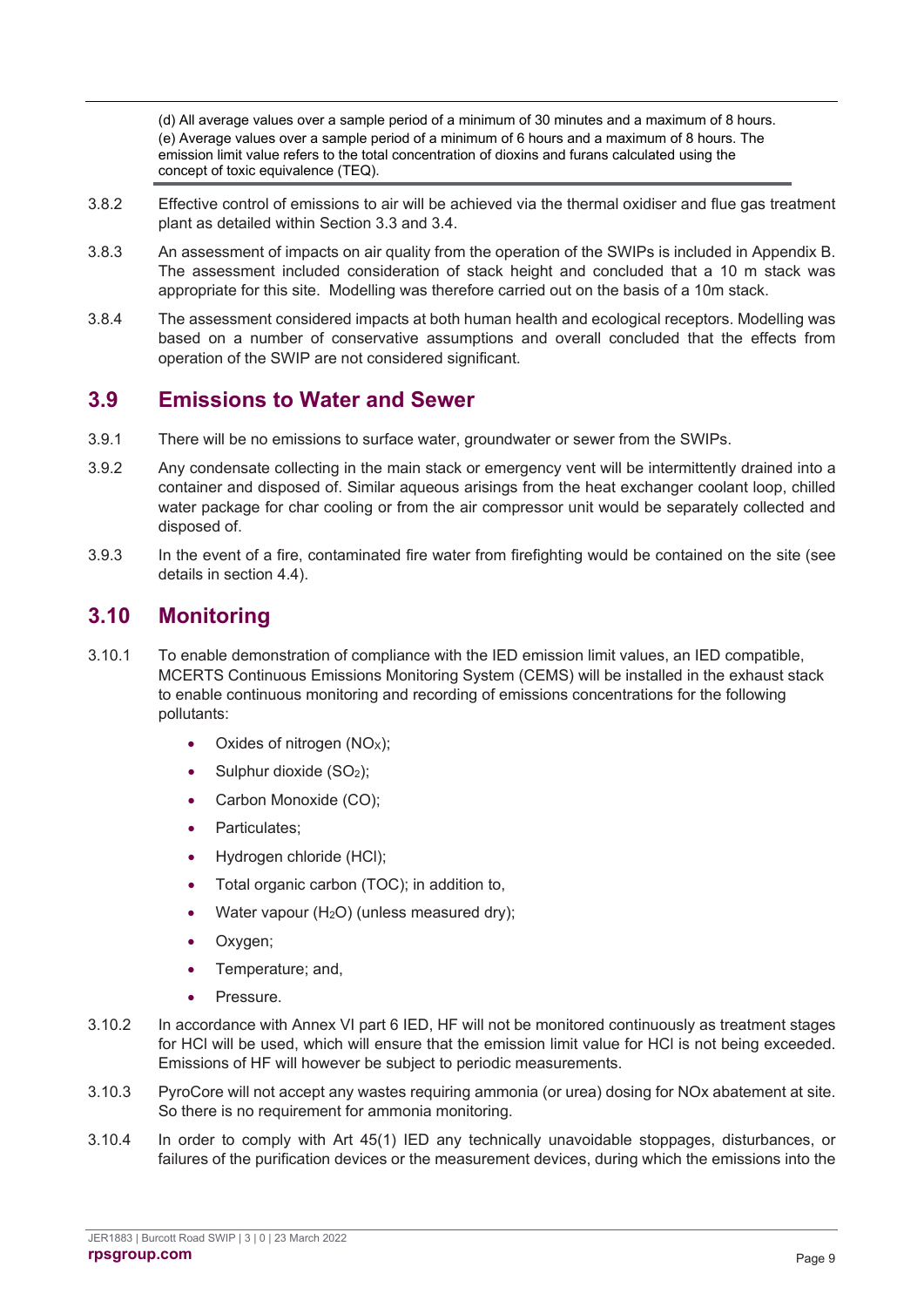(d) All average values over a sample period of a minimum of 30 minutes and a maximum of 8 hours.
(e) Average values over a sample period of a minimum of 6 hours and a maximum of 8 hours. The emission limit value refers to the total concentration of dioxins and furans calculated using the concept of toxic equivalence (TEQ).

3.8.2 Effective control of emissions to air will be achieved via the thermal oxidiser and flue gas treatment plant as detailed within Section 3.3 and 3.4.

3.8.3 An assessment of impacts on air quality from the operation of the SWIPs is included in Appendix B. The assessment included consideration of stack height and concluded that a 10 m stack was appropriate for this site. Modelling was therefore carried out on the basis of a 10m stack.

3.8.4 The assessment considered impacts at both human health and ecological receptors. Modelling was based on a number of conservative assumptions and overall concluded that the effects from operation of the SWIP are not considered significant.

## 3.9 Emissions to Water and Sewer

3.9.1 There will be no emissions to surface water, groundwater or sewer from the SWIPs.

3.9.2 Any condensate collecting in the main stack or emergency vent will be intermittently drained into a container and disposed of. Similar aqueous arisings from the heat exchanger coolant loop, chilled water package for char cooling or from the air compressor unit would be separately collected and disposed of.

3.9.3 In the event of a fire, contaminated fire water from firefighting would be contained on the site (see details in section 4.4).

## 3.10 Monitoring

3.10.1 To enable demonstration of compliance with the IED emission limit values, an IED compatible, MCERTS Continuous Emissions Monitoring System (CEMS) will be installed in the exhaust stack to enable continuous monitoring and recording of emissions concentrations for the following pollutants:

- Oxides of nitrogen ($NO_X$);
- Sulphur dioxide ($SO_2$);
- Carbon Monoxide (CO);
- Particulates;
- Hydrogen chloride (HCl);
- Total organic carbon (TOC); in addition to,
- Water vapour ($H_2O$) (unless measured dry);
- Oxygen;
- Temperature; and,
- Pressure.

3.10.2 In accordance with Annex VI part 6 IED, HF will not be monitored continuously as treatment stages for HCl will be used, which will ensure that the emission limit value for HCl is not being exceeded. Emissions of HF will however be subject to periodic measurements.

3.10.3 PyroCore will not accept any wastes requiring ammonia (or urea) dosing for NOx abatement at site. So there is no requirement for ammonia monitoring.

3.10.4 In order to comply with Art 45(1) IED any technically unavoidable stoppages, disturbances, or failures of the purification devices or the measurement devices, during which the emissions into the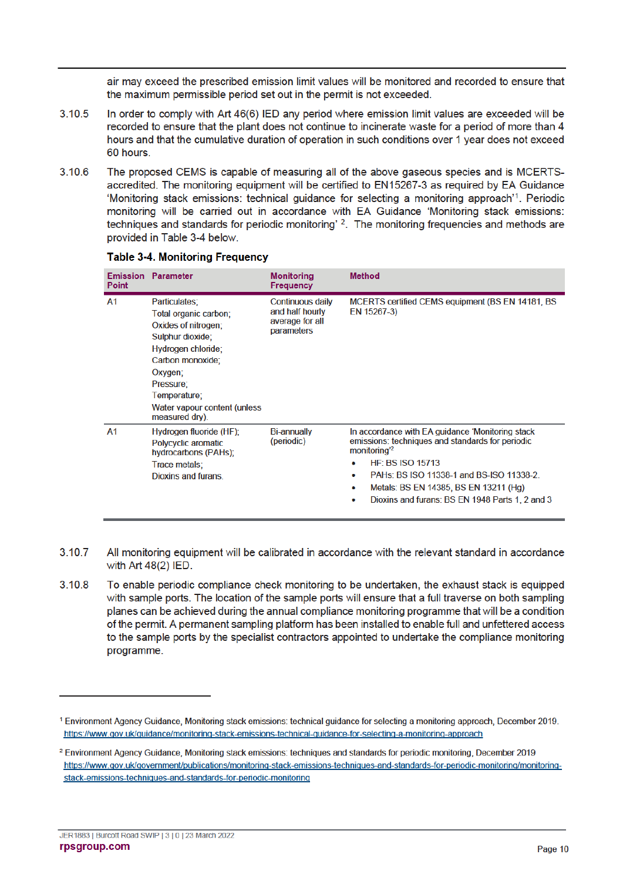air may exceed the prescribed emission limit values will be monitored and recorded to ensure that the maximum permissible period set out in the permit is not exceeded.

3.10.5 In order to comply with Art 46(6) IED any period where emission limit values are exceeded will be recorded to ensure that the plant does not continue to incinerate waste for a period of more than 4 hours and that the cumulative duration of operation in such conditions over 1 year does not exceed 60 hours.

3.10.6 The proposed CEMS is capable of measuring all of the above gaseous species and is MCERTS-accredited. The monitoring equipment will be certified to EN15267-3 as required by EA Guidance 'Monitoring stack emissions: technical guidance for selecting a monitoring approach'[1]. Periodic monitoring will be carried out in accordance with EA Guidance 'Monitoring stack emissions: techniques and standards for periodic monitoring' [2]. The monitoring frequencies and methods are provided in Table 3-4 below.

**Table 3-4. Monitoring Frequency**

| Emission Point | Parameter | Monitoring Frequency | Method |
|---|---|---|---|
| A1 | Particulates;<br>Total organic carbon;<br>Oxides of nitrogen;<br>Sulphur dioxide;<br>Hydrogen chloride;<br>Carbon monoxide;<br>Oxygen;<br>Pressure;<br>Temperature;<br>Water vapour content (unless measured dry). | Continuous daily and half hourly average for all parameters | MCERTS certified CEMS equipment (BS EN 14181, BS EN 15267-3) |
| A1 | Hydrogen fluoride (HF);<br>Polycyclic aromatic hydrocarbons (PAHs);<br>Trace metals;<br>Dioxins and furans. | Bi-annually (periodic) | In accordance with EA guidance 'Monitoring stack emissions: techniques and standards for periodic monitoring'[2]<br>• HF: BS ISO 15713<br>• PAHs: BS ISO 11338-1 and BS-ISO 11338-2.<br>• Metals: BS EN 14385, BS EN 13211 (Hg)<br>• Dioxins and furans: BS EN 1948 Parts 1, 2 and 3 |

3.10.7 All monitoring equipment will be calibrated in accordance with the relevant standard in accordance with Art 48(2) IED.

3.10.8 To enable periodic compliance check monitoring to be undertaken, the exhaust stack is equipped with sample ports. The location of the sample ports will ensure that a full traverse on both sampling planes can be achieved during the annual compliance monitoring programme that will be a condition of the permit. A permanent sampling platform has been installed to enable full and unfettered access to the sample ports by the specialist contractors appointed to undertake the compliance monitoring programme.

---

[1] Environment Agency Guidance, Monitoring stack emissions: technical guidance for selecting a monitoring approach, December 2019. https://www.gov.uk/guidance/monitoring-stack-emissions-technical-guidance-for-selecting-a-monitoring-approach

[2] Environment Agency Guidance, Monitoring stack emissions: techniques and standards for periodic monitoring, December 2019 https://www.gov.uk/government/publications/monitoring-stack-emissions-techniques-and-standards-for-periodic-monitoring/monitoring-stack-emissions-techniques-and-standards-for-periodic-monitoring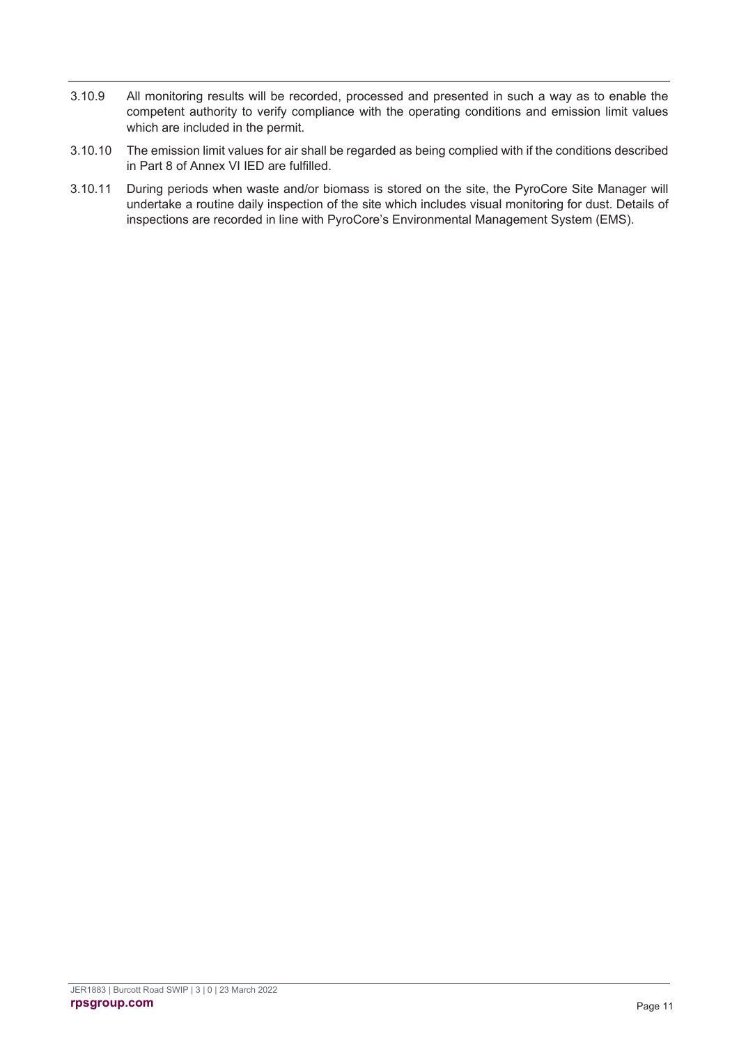3.10.9 All monitoring results will be recorded, processed and presented in such a way as to enable the competent authority to verify compliance with the operating conditions and emission limit values which are included in the permit.

3.10.10 The emission limit values for air shall be regarded as being complied with if the conditions described in Part 8 of Annex VI IED are fulfilled.

3.10.11 During periods when waste and/or biomass is stored on the site, the PyroCore Site Manager will undertake a routine daily inspection of the site which includes visual monitoring for dust. Details of inspections are recorded in line with PyroCore's Environmental Management System (EMS).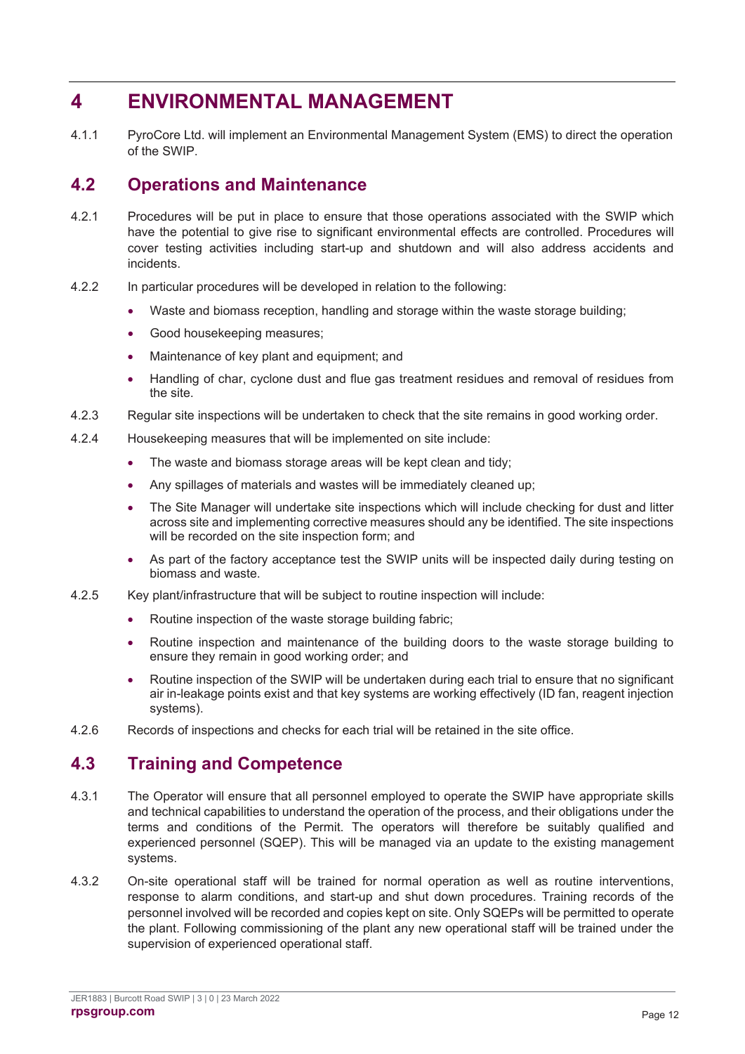# 4 ENVIRONMENTAL MANAGEMENT

4.1.1 PyroCore Ltd. will implement an Environmental Management System (EMS) to direct the operation of the SWIP.

## 4.2 Operations and Maintenance

4.2.1 Procedures will be put in place to ensure that those operations associated with the SWIP which have the potential to give rise to significant environmental effects are controlled. Procedures will cover testing activities including start-up and shutdown and will also address accidents and incidents.

4.2.2 In particular procedures will be developed in relation to the following:

- Waste and biomass reception, handling and storage within the waste storage building;
- Good housekeeping measures;
- Maintenance of key plant and equipment; and
- Handling of char, cyclone dust and flue gas treatment residues and removal of residues from the site.

4.2.3 Regular site inspections will be undertaken to check that the site remains in good working order.

4.2.4 Housekeeping measures that will be implemented on site include:

- The waste and biomass storage areas will be kept clean and tidy;
- Any spillages of materials and wastes will be immediately cleaned up;
- The Site Manager will undertake site inspections which will include checking for dust and litter across site and implementing corrective measures should any be identified. The site inspections will be recorded on the site inspection form; and
- As part of the factory acceptance test the SWIP units will be inspected daily during testing on biomass and waste.

4.2.5 Key plant/infrastructure that will be subject to routine inspection will include:

- Routine inspection of the waste storage building fabric;
- Routine inspection and maintenance of the building doors to the waste storage building to ensure they remain in good working order; and
- Routine inspection of the SWIP will be undertaken during each trial to ensure that no significant air in-leakage points exist and that key systems are working effectively (ID fan, reagent injection systems).

4.2.6 Records of inspections and checks for each trial will be retained in the site office.

## 4.3 Training and Competence

4.3.1 The Operator will ensure that all personnel employed to operate the SWIP have appropriate skills and technical capabilities to understand the operation of the process, and their obligations under the terms and conditions of the Permit. The operators will therefore be suitably qualified and experienced personnel (SQEP). This will be managed via an update to the existing management systems.

4.3.2 On-site operational staff will be trained for normal operation as well as routine interventions, response to alarm conditions, and start-up and shut down procedures. Training records of the personnel involved will be recorded and copies kept on site. Only SQEPs will be permitted to operate the plant. Following commissioning of the plant any new operational staff will be trained under the supervision of experienced operational staff.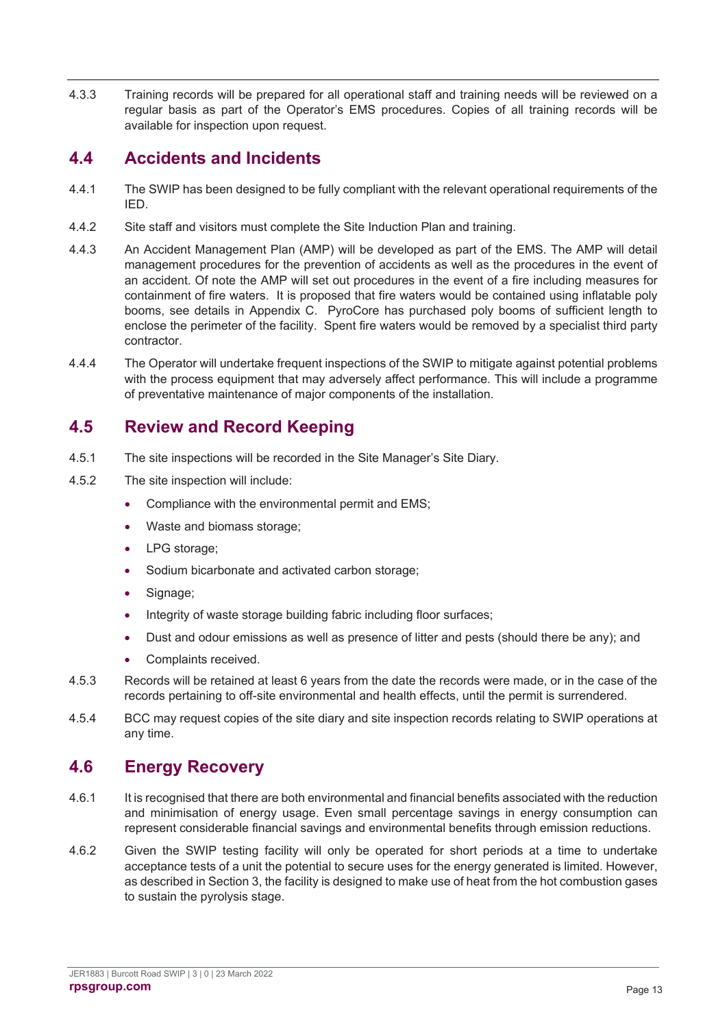4.3.3 Training records will be prepared for all operational staff and training needs will be reviewed on a regular basis as part of the Operator's EMS procedures. Copies of all training records will be available for inspection upon request.

## 4.4 Accidents and Incidents

4.4.1 The SWIP has been designed to be fully compliant with the relevant operational requirements of the IED.

4.4.2 Site staff and visitors must complete the Site Induction Plan and training.

4.4.3 An Accident Management Plan (AMP) will be developed as part of the EMS. The AMP will detail management procedures for the prevention of accidents as well as the procedures in the event of an accident. Of note the AMP will set out procedures in the event of a fire including measures for containment of fire waters. It is proposed that fire waters would be contained using inflatable poly booms, see details in Appendix C. PyroCore has purchased poly booms of sufficient length to enclose the perimeter of the facility. Spent fire waters would be removed by a specialist third party contractor.

4.4.4 The Operator will undertake frequent inspections of the SWIP to mitigate against potential problems with the process equipment that may adversely affect performance. This will include a programme of preventative maintenance of major components of the installation.

## 4.5 Review and Record Keeping

4.5.1 The site inspections will be recorded in the Site Manager's Site Diary.

4.5.2 The site inspection will include:

- Compliance with the environmental permit and EMS;
- Waste and biomass storage;
- LPG storage;
- Sodium bicarbonate and activated carbon storage;
- Signage;
- Integrity of waste storage building fabric including floor surfaces;
- Dust and odour emissions as well as presence of litter and pests (should there be any); and
- Complaints received.

4.5.3 Records will be retained at least 6 years from the date the records were made, or in the case of the records pertaining to off-site environmental and health effects, until the permit is surrendered.

4.5.4 BCC may request copies of the site diary and site inspection records relating to SWIP operations at any time.

## 4.6 Energy Recovery

4.6.1 It is recognised that there are both environmental and financial benefits associated with the reduction and minimisation of energy usage. Even small percentage savings in energy consumption can represent considerable financial savings and environmental benefits through emission reductions.

4.6.2 Given the SWIP testing facility will only be operated for short periods at a time to undertake acceptance tests of a unit the potential to secure uses for the energy generated is limited. However, as described in Section 3, the facility is designed to make use of heat from the hot combustion gases to sustain the pyrolysis stage.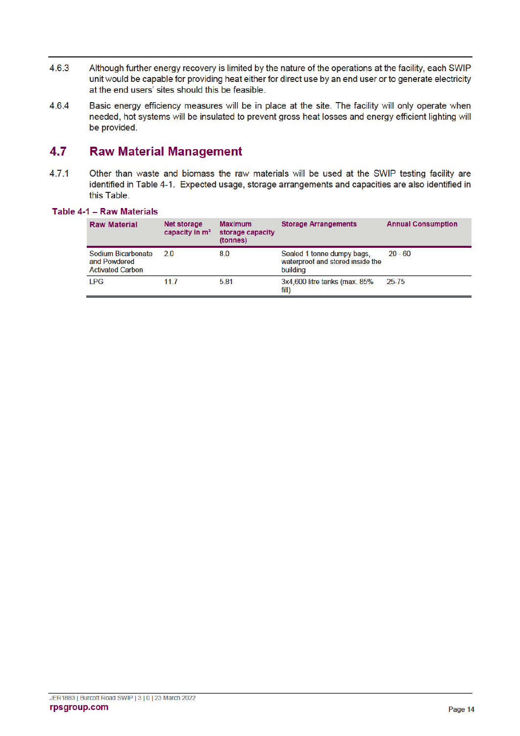4.6.3 Although further energy recovery is limited by the nature of the operations at the facility, each SWIP unit would be capable for providing heat either for direct use by an end user or to generate electricity at the end users' sites should this be feasible.

4.6.4 Basic energy efficiency measures will be in place at the site. The facility will only operate when needed, hot systems will be insulated to prevent gross heat losses and energy efficient lighting will be provided.

## 4.7 Raw Material Management

4.7.1 Other than waste and biomass the raw materials will be used at the SWIP testing facility are identified in Table 4-1. Expected usage, storage arrangements and capacities are also identified in this Table.

**Table 4-1 – Raw Materials**

| Raw Material | Net storage capacity in m³ | Maximum storage capacity (tonnes) | Storage Arrangements | Annual Consumption |
|---|---|---|---|---|
| Sodium Bicarbonate and Powdered Activated Carbon | 2.0 | 8.0 | Sealed 1 tonne dumpy bags, waterproof and stored inside the building | 20 - 60 |
| LPG | 11.7 | 5.81 | 3x4,600 litre tanks (max. 85% fill) | 25-75 |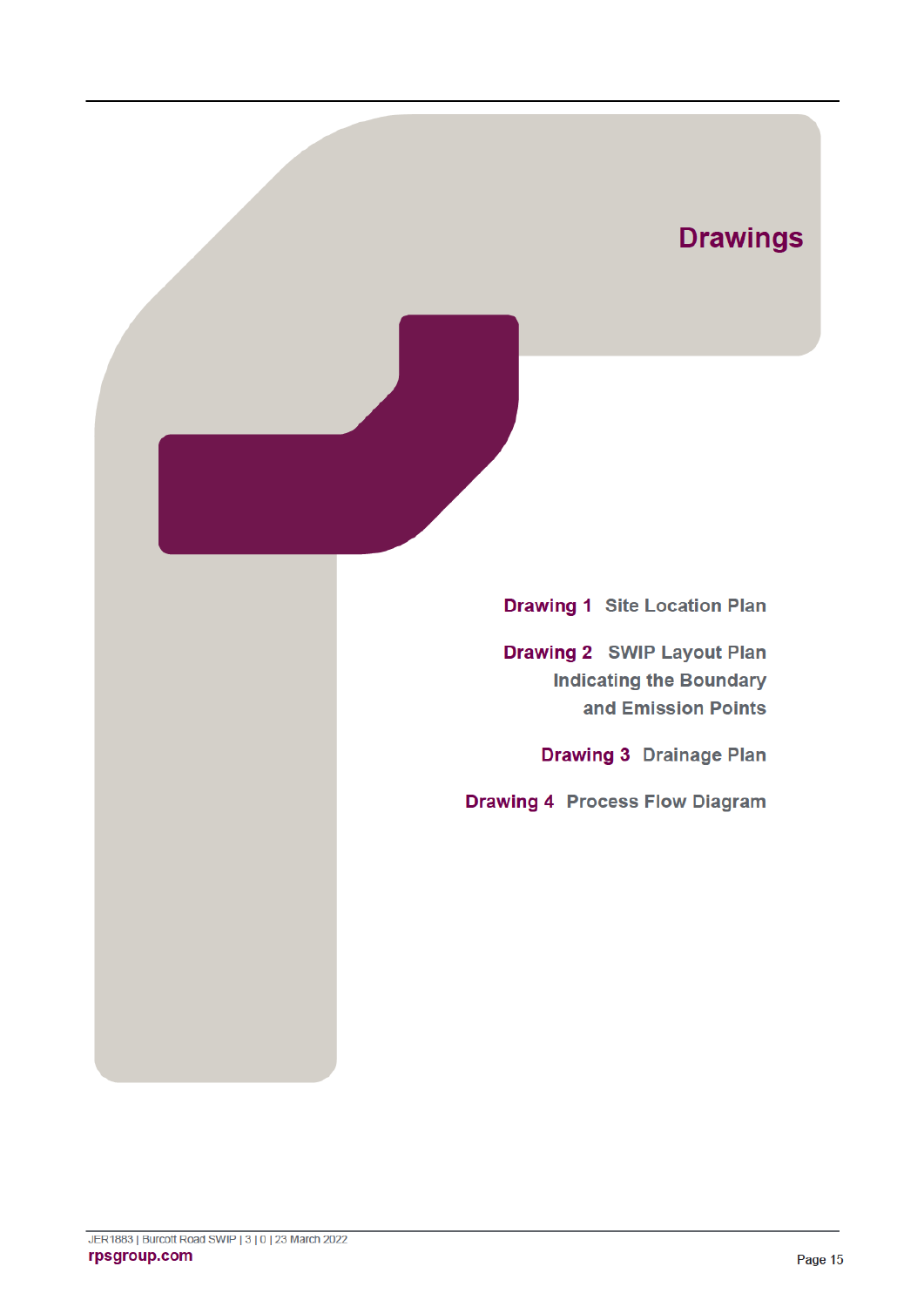# Drawings

**Drawing 1** Site Location Plan

**Drawing 2** SWIP Layout Plan Indicating the Boundary and Emission Points

**Drawing 3** Drainage Plan

**Drawing 4** Process Flow Diagram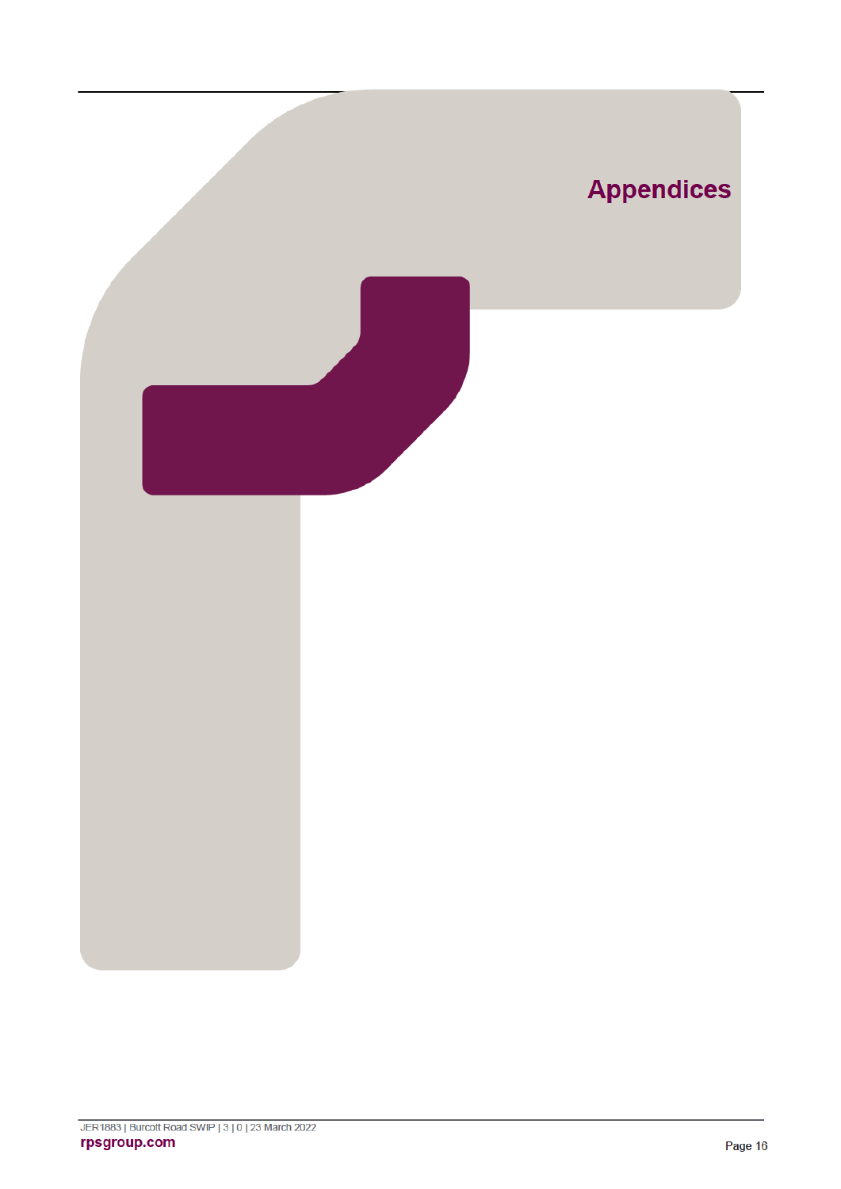# Appendices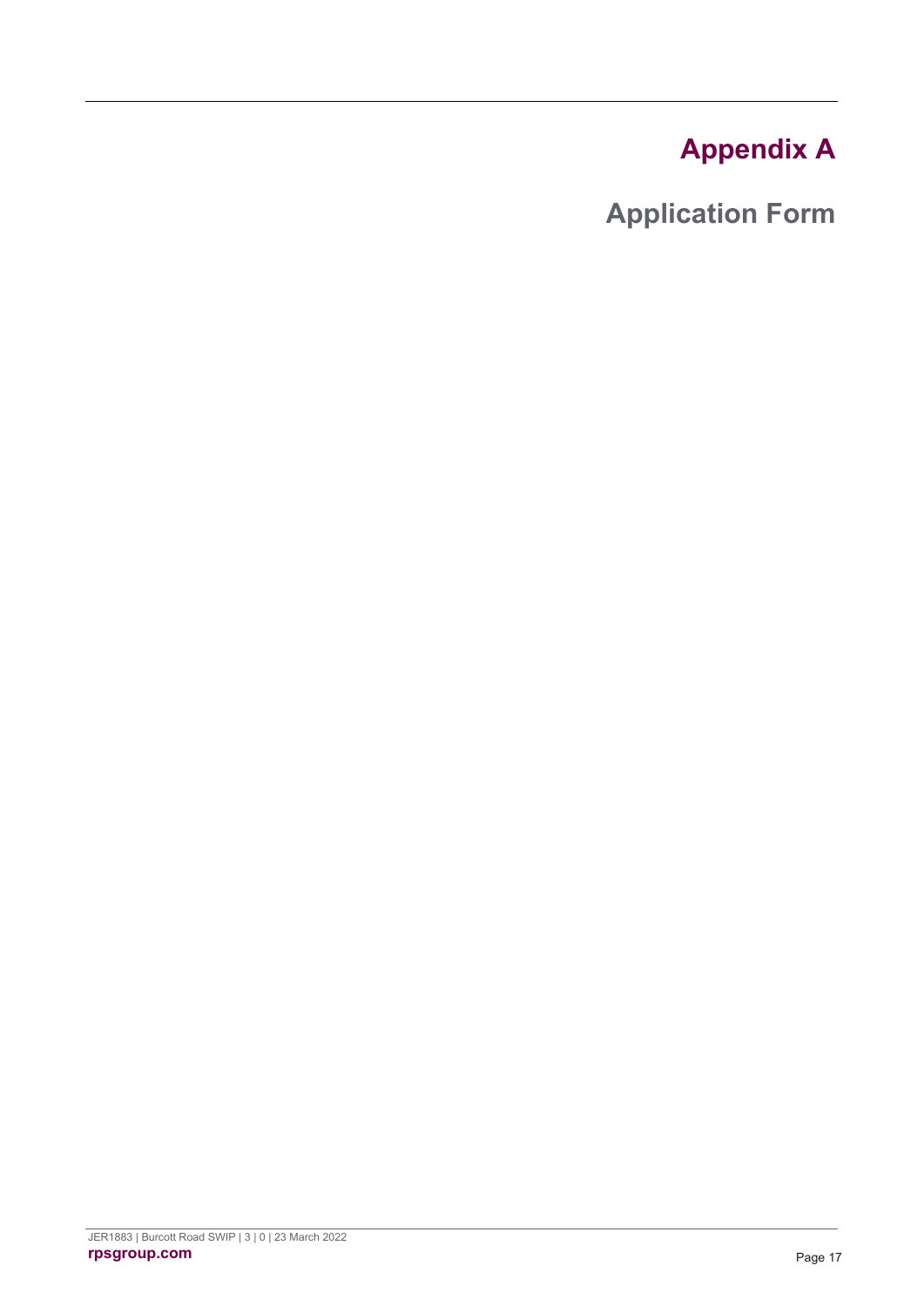# Appendix A

## Application Form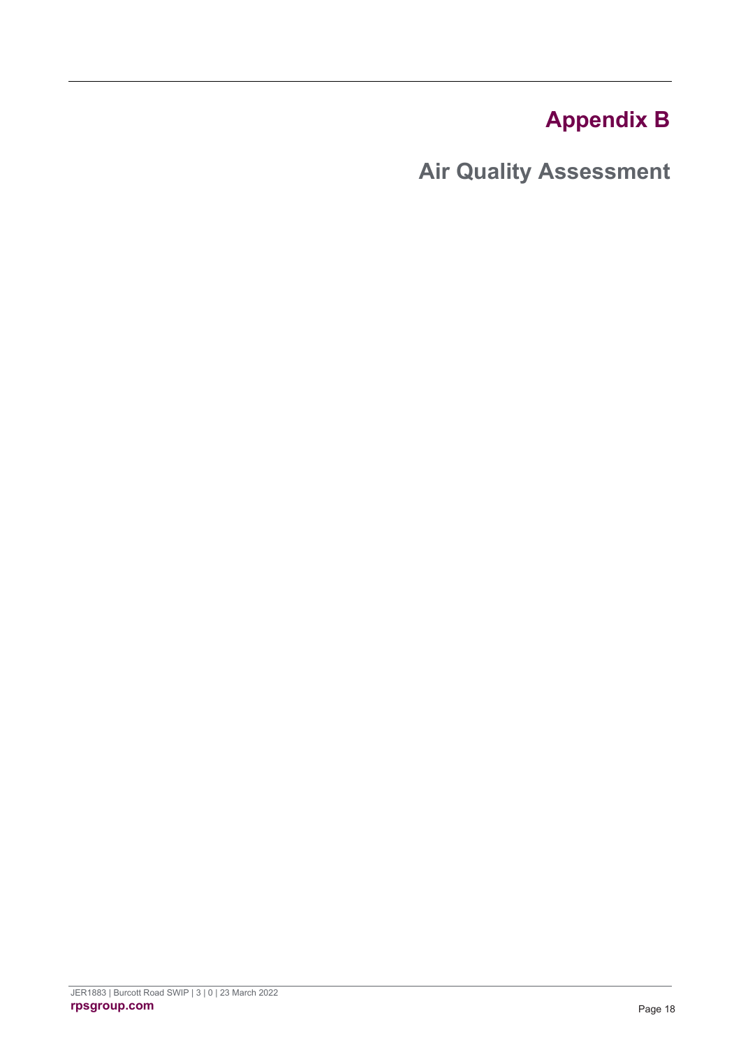# Appendix B

## Air Quality Assessment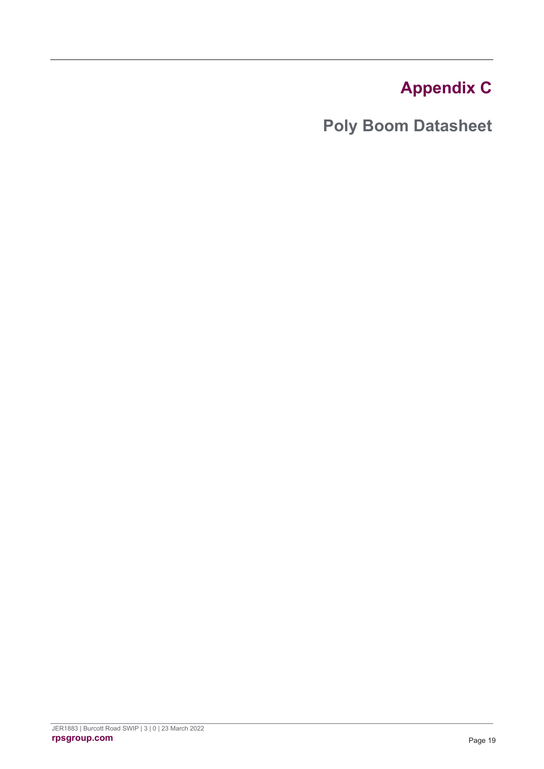# Appendix C

## Poly Boom Datasheet